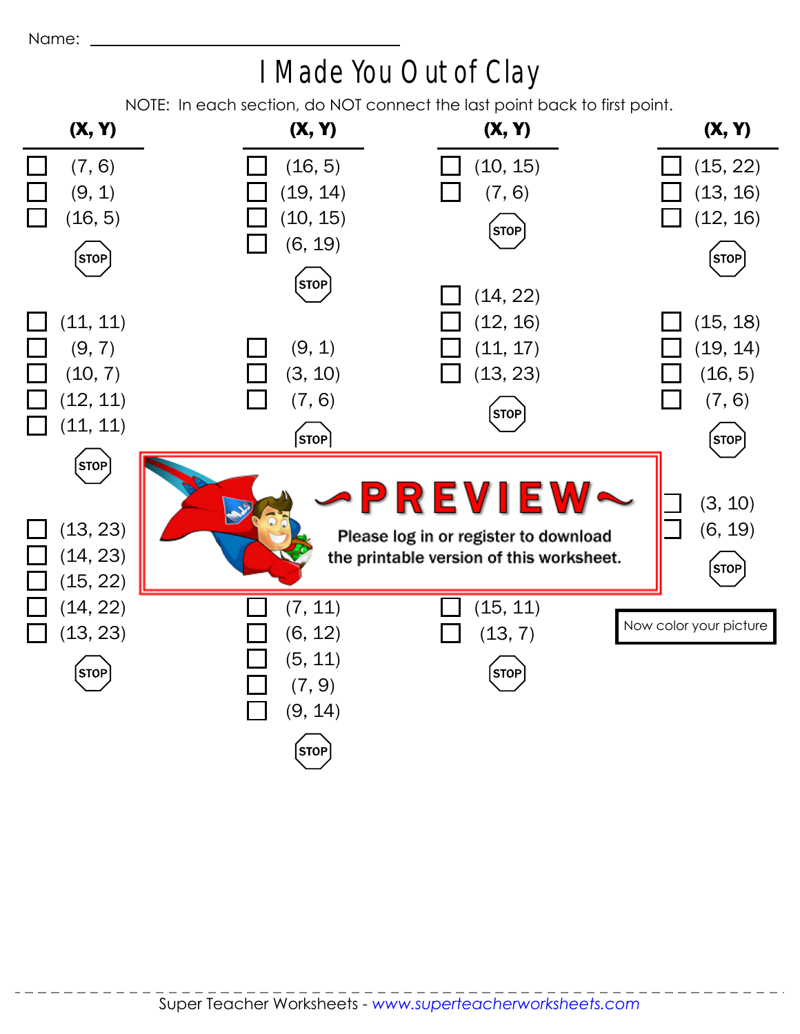Name: ________________________________

# I Made You Out of Clay

NOTE: In each section, do NOT connect the last point back to first point.

**Column 1 (X, Y)**

- ☐ (7, 6)
- ☐ (9, 1)
- ☐ (16, 5)

STOP

- ☐ (11, 11)
- ☐ (9, 7)
- ☐ (10, 7)
- ☐ (12, 11)
- ☐ (11, 11)

STOP

- ☐ (13, 23)
- ☐ (14, 23)
- ☐ (15, 22)
- ☐ (14, 22)
- ☐ (13, 23)

STOP

**Column 2 (X, Y)**

- ☐ (16, 5)
- ☐ (19, 14)
- ☐ (10, 15)
- ☐ (6, 19)

STOP

- ☐ (9, 1)
- ☐ (3, 10)
- ☐ (7, 6)

STOP

- ☐ (7, 11)
- ☐ (6, 12)
- ☐ (5, 11)
- ☐ (7, 9)
- ☐ (9, 14)

STOP

**Column 3 (X, Y)**

- ☐ (10, 15)
- ☐ (7, 6)

STOP

- ☐ (14, 22)
- ☐ (12, 16)
- ☐ (11, 17)
- ☐ (13, 23)

STOP

- ☐ (15, 11)
- ☐ (13, 7)

STOP

**Column 4 (X, Y)**

- ☐ (15, 22)
- ☐ (13, 16)
- ☐ (12, 16)

STOP

- ☐ (15, 18)
- ☐ (19, 14)
- ☐ (16, 5)
- ☐ (7, 6)

STOP

- ☐ (3, 10)
- ☐ (6, 19)

STOP

Now color your picture

~PREVIEW~

Please log in or register to download the printable version of this worksheet.

Super Teacher Worksheets - *www.superteacherworksheets.com*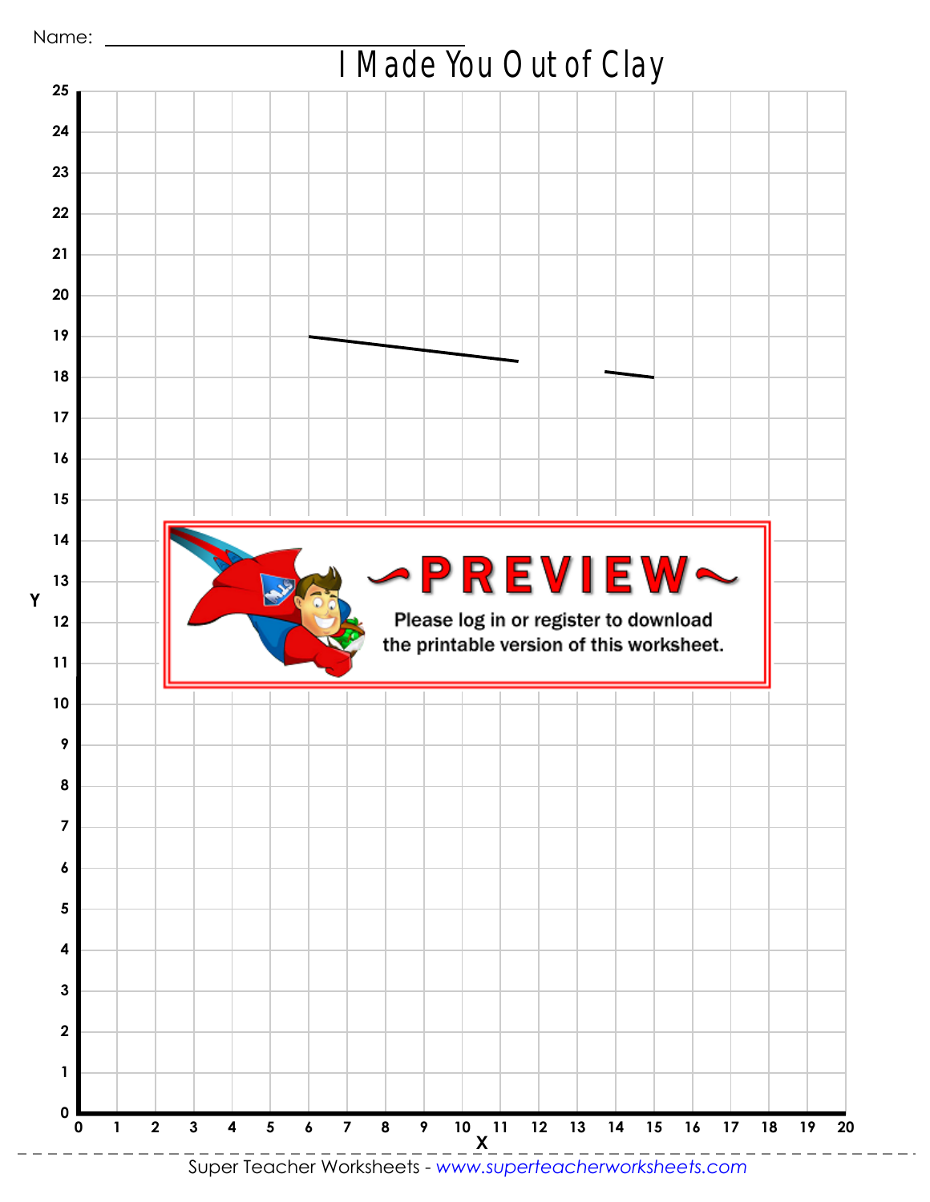Name: ______________________

# I Made You Out of Clay

~PREVIEW~

Please log in or register to download the printable version of this worksheet.

Y

X

0 1 2 3 4 5 6 7 8 9 10 11 12 13 14 15 16 17 18 19 20

Super Teacher Worksheets - www.superteacherworksheets.com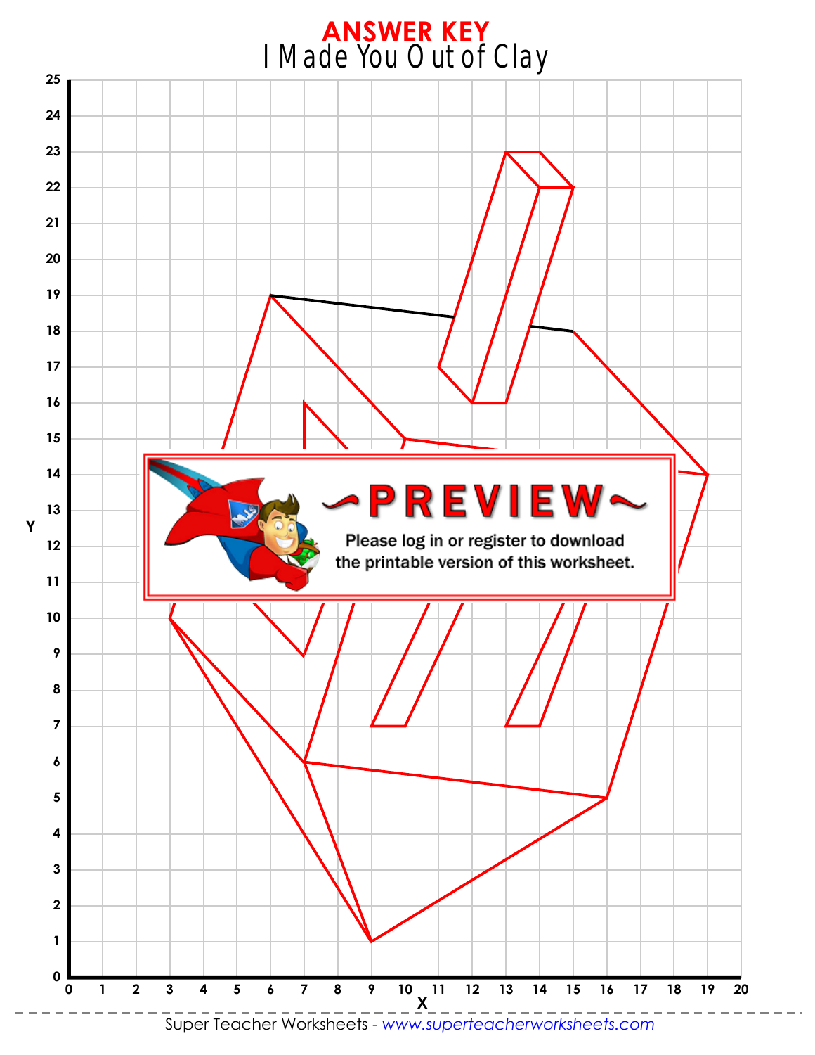# ANSWER KEY

## I Made You Out of Clay

Y

X

0 1 2 3 4 5 6 7 8 9 10 11 12 13 14 15 16 17 18 19 20

0 1 2 3 4 5 6 7 8 9 10 11 12 13 14 15 16 17 18 19 20 21 22 23 24 25

~PREVIEW~

Please log in or register to download the printable version of this worksheet.